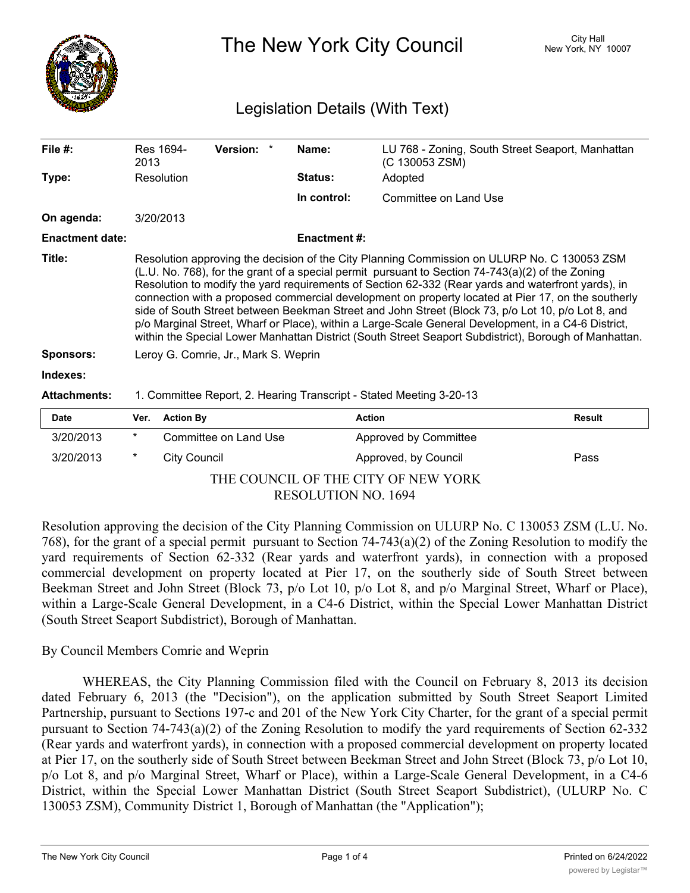# The New York City Council

City Hall
New York, NY 10007

## Legislation Details (With Text)

| | | | | | |
|---|---|---|---|---|---|
| **File #:** | Res 1694-2013 | **Version:** * | | **Name:** | LU 768 - Zoning, South Street Seaport, Manhattan (C 130053 ZSM) |
| **Type:** | Resolution | | | **Status:** | Adopted |
| | | | | **In control:** | Committee on Land Use |
| **On agenda:** | 3/20/2013 | | | | |
| **Enactment date:** | | | | **Enactment #:** | |

**Title:** Resolution approving the decision of the City Planning Commission on ULURP No. C 130053 ZSM (L.U. No. 768), for the grant of a special permit pursuant to Section 74-743(a)(2) of the Zoning Resolution to modify the yard requirements of Section 62-332 (Rear yards and waterfront yards), in connection with a proposed commercial development on property located at Pier 17, on the southerly side of South Street between Beekman Street and John Street (Block 73, p/o Lot 10, p/o Lot 8, and p/o Marginal Street, Wharf or Place), within a Large-Scale General Development, in a C4-6 District, within the Special Lower Manhattan District (South Street Seaport Subdistrict), Borough of Manhattan.

**Sponsors:** Leroy G. Comrie, Jr., Mark S. Weprin

**Indexes:**

**Attachments:** 1. Committee Report, 2. Hearing Transcript - Stated Meeting 3-20-13

| Date | Ver. | Action By | Action | Result |
|---|---|---|---|---|
| 3/20/2013 | * | Committee on Land Use | Approved by Committee | |
| 3/20/2013 | * | City Council | Approved, by Council | Pass |

THE COUNCIL OF THE CITY OF NEW YORK
RESOLUTION NO. 1694

Resolution approving the decision of the City Planning Commission on ULURP No. C 130053 ZSM (L.U. No. 768), for the grant of a special permit pursuant to Section 74-743(a)(2) of the Zoning Resolution to modify the yard requirements of Section 62-332 (Rear yards and waterfront yards), in connection with a proposed commercial development on property located at Pier 17, on the southerly side of South Street between Beekman Street and John Street (Block 73, p/o Lot 10, p/o Lot 8, and p/o Marginal Street, Wharf or Place), within a Large-Scale General Development, in a C4-6 District, within the Special Lower Manhattan District (South Street Seaport Subdistrict), Borough of Manhattan.

By Council Members Comrie and Weprin

WHEREAS, the City Planning Commission filed with the Council on February 8, 2013 its decision dated February 6, 2013 (the "Decision"), on the application submitted by South Street Seaport Limited Partnership, pursuant to Sections 197-c and 201 of the New York City Charter, for the grant of a special permit pursuant to Section 74-743(a)(2) of the Zoning Resolution to modify the yard requirements of Section 62-332 (Rear yards and waterfront yards), in connection with a proposed commercial development on property located at Pier 17, on the southerly side of South Street between Beekman Street and John Street (Block 73, p/o Lot 10, p/o Lot 8, and p/o Marginal Street, Wharf or Place), within a Large-Scale General Development, in a C4-6 District, within the Special Lower Manhattan District (South Street Seaport Subdistrict), (ULURP No. C 130053 ZSM), Community District 1, Borough of Manhattan (the "Application");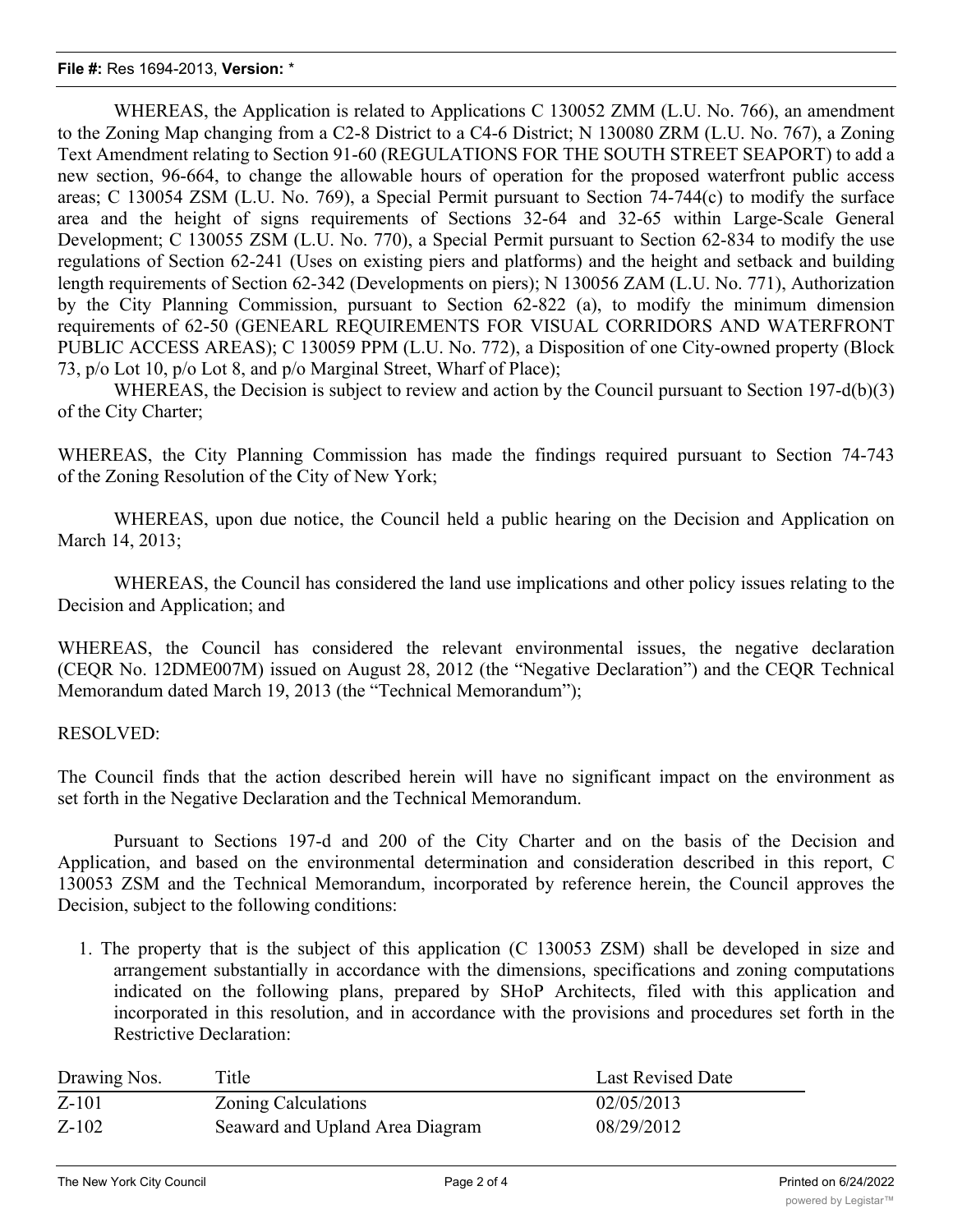WHEREAS, the Application is related to Applications C 130052 ZMM (L.U. No. 766), an amendment to the Zoning Map changing from a C2-8 District to a C4-6 District; N 130080 ZRM (L.U. No. 767), a Zoning Text Amendment relating to Section 91-60 (REGULATIONS FOR THE SOUTH STREET SEAPORT) to add a new section, 96-664, to change the allowable hours of operation for the proposed waterfront public access areas; C 130054 ZSM (L.U. No. 769), a Special Permit pursuant to Section 74-744(c) to modify the surface area and the height of signs requirements of Sections 32-64 and 32-65 within Large-Scale General Development; C 130055 ZSM (L.U. No. 770), a Special Permit pursuant to Section 62-834 to modify the use regulations of Section 62-241 (Uses on existing piers and platforms) and the height and setback and building length requirements of Section 62-342 (Developments on piers); N 130056 ZAM (L.U. No. 771), Authorization by the City Planning Commission, pursuant to Section 62-822 (a), to modify the minimum dimension requirements of 62-50 (GENEARL REQUIREMENTS FOR VISUAL CORRIDORS AND WATERFRONT PUBLIC ACCESS AREAS); C 130059 PPM (L.U. No. 772), a Disposition of one City-owned property (Block 73, p/o Lot 10, p/o Lot 8, and p/o Marginal Street, Wharf of Place);

WHEREAS, the Decision is subject to review and action by the Council pursuant to Section 197-d(b)(3) of the City Charter;

WHEREAS, the City Planning Commission has made the findings required pursuant to Section 74-743 of the Zoning Resolution of the City of New York;

WHEREAS, upon due notice, the Council held a public hearing on the Decision and Application on March 14, 2013;

WHEREAS, the Council has considered the land use implications and other policy issues relating to the Decision and Application; and

WHEREAS, the Council has considered the relevant environmental issues, the negative declaration (CEQR No. 12DME007M) issued on August 28, 2012 (the "Negative Declaration") and the CEQR Technical Memorandum dated March 19, 2013 (the "Technical Memorandum");

RESOLVED:

The Council finds that the action described herein will have no significant impact on the environment as set forth in the Negative Declaration and the Technical Memorandum.

Pursuant to Sections 197-d and 200 of the City Charter and on the basis of the Decision and Application, and based on the environmental determination and consideration described in this report, C 130053 ZSM and the Technical Memorandum, incorporated by reference herein, the Council approves the Decision, subject to the following conditions:

1. The property that is the subject of this application (C 130053 ZSM) shall be developed in size and arrangement substantially in accordance with the dimensions, specifications and zoning computations indicated on the following plans, prepared by SHoP Architects, filed with this application and incorporated in this resolution, and in accordance with the provisions and procedures set forth in the Restrictive Declaration:

| Drawing Nos. | Title | Last Revised Date |
| --- | --- | --- |
| Z-101 | Zoning Calculations | 02/05/2013 |
| Z-102 | Seaward and Upland Area Diagram | 08/29/2012 |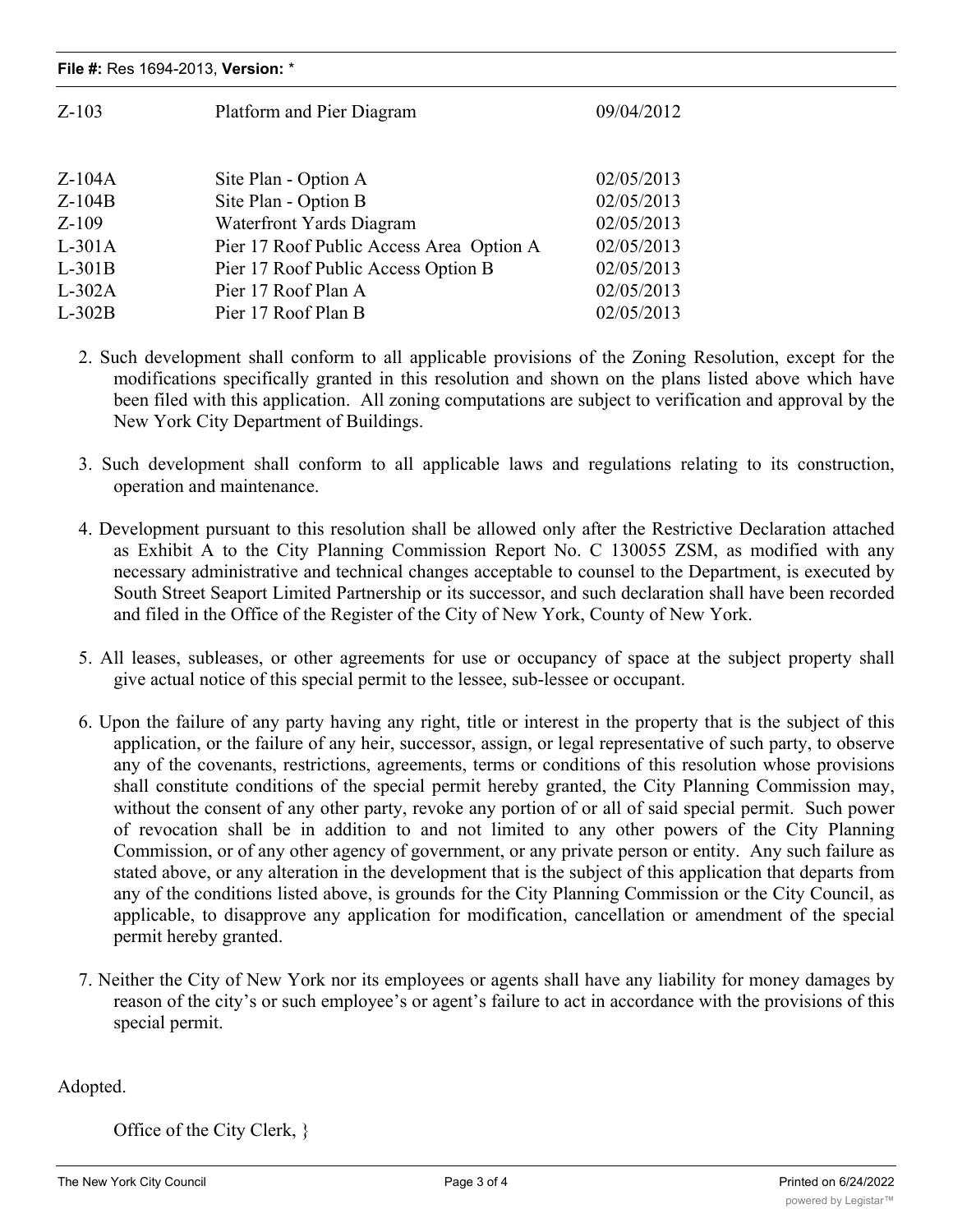| | | |
|---|---|---|
| Z-103 | Platform and Pier Diagram | 09/04/2012 |
| Z-104A | Site Plan - Option A | 02/05/2013 |
| Z-104B | Site Plan - Option B | 02/05/2013 |
| Z-109 | Waterfront Yards Diagram | 02/05/2013 |
| L-301A | Pier 17 Roof Public Access Area Option A | 02/05/2013 |
| L-301B | Pier 17 Roof Public Access Option B | 02/05/2013 |
| L-302A | Pier 17 Roof Plan A | 02/05/2013 |
| L-302B | Pier 17 Roof Plan B | 02/05/2013 |

2. Such development shall conform to all applicable provisions of the Zoning Resolution, except for the modifications specifically granted in this resolution and shown on the plans listed above which have been filed with this application. All zoning computations are subject to verification and approval by the New York City Department of Buildings.

3. Such development shall conform to all applicable laws and regulations relating to its construction, operation and maintenance.

4. Development pursuant to this resolution shall be allowed only after the Restrictive Declaration attached as Exhibit A to the City Planning Commission Report No. C 130055 ZSM, as modified with any necessary administrative and technical changes acceptable to counsel to the Department, is executed by South Street Seaport Limited Partnership or its successor, and such declaration shall have been recorded and filed in the Office of the Register of the City of New York, County of New York.

5. All leases, subleases, or other agreements for use or occupancy of space at the subject property shall give actual notice of this special permit to the lessee, sub-lessee or occupant.

6. Upon the failure of any party having any right, title or interest in the property that is the subject of this application, or the failure of any heir, successor, assign, or legal representative of such party, to observe any of the covenants, restrictions, agreements, terms or conditions of this resolution whose provisions shall constitute conditions of the special permit hereby granted, the City Planning Commission may, without the consent of any other party, revoke any portion of or all of said special permit. Such power of revocation shall be in addition to and not limited to any other powers of the City Planning Commission, or of any other agency of government, or any private person or entity. Any such failure as stated above, or any alteration in the development that is the subject of this application that departs from any of the conditions listed above, is grounds for the City Planning Commission or the City Council, as applicable, to disapprove any application for modification, cancellation or amendment of the special permit hereby granted.

7. Neither the City of New York nor its employees or agents shall have any liability for money damages by reason of the city's or such employee's or agent's failure to act in accordance with the provisions of this special permit.

Adopted.

Office of the City Clerk, }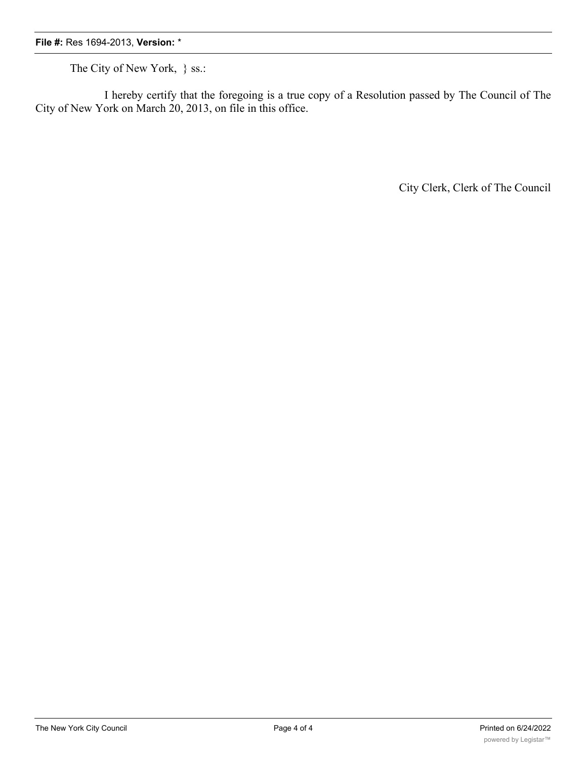The City of New York, } ss.:

I hereby certify that the foregoing is a true copy of a Resolution passed by The Council of The City of New York on March 20, 2013, on file in this office.

City Clerk, Clerk of The Council